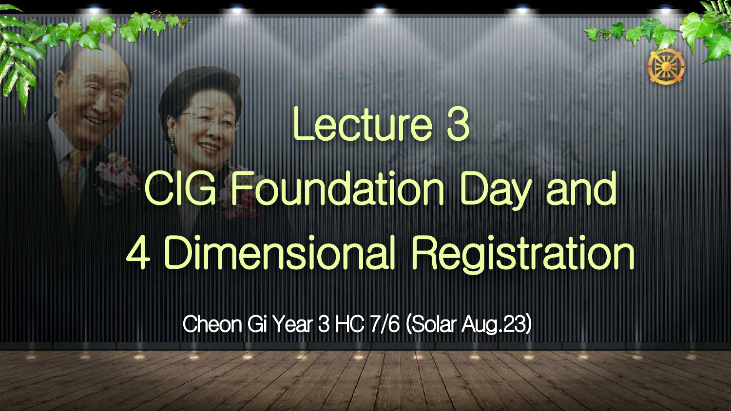# Lecture 3

# CIG Foundation Day and 4 Dimensional Registration

Cheon Gi Year 3 HC 7/6 (Solar Aug.23)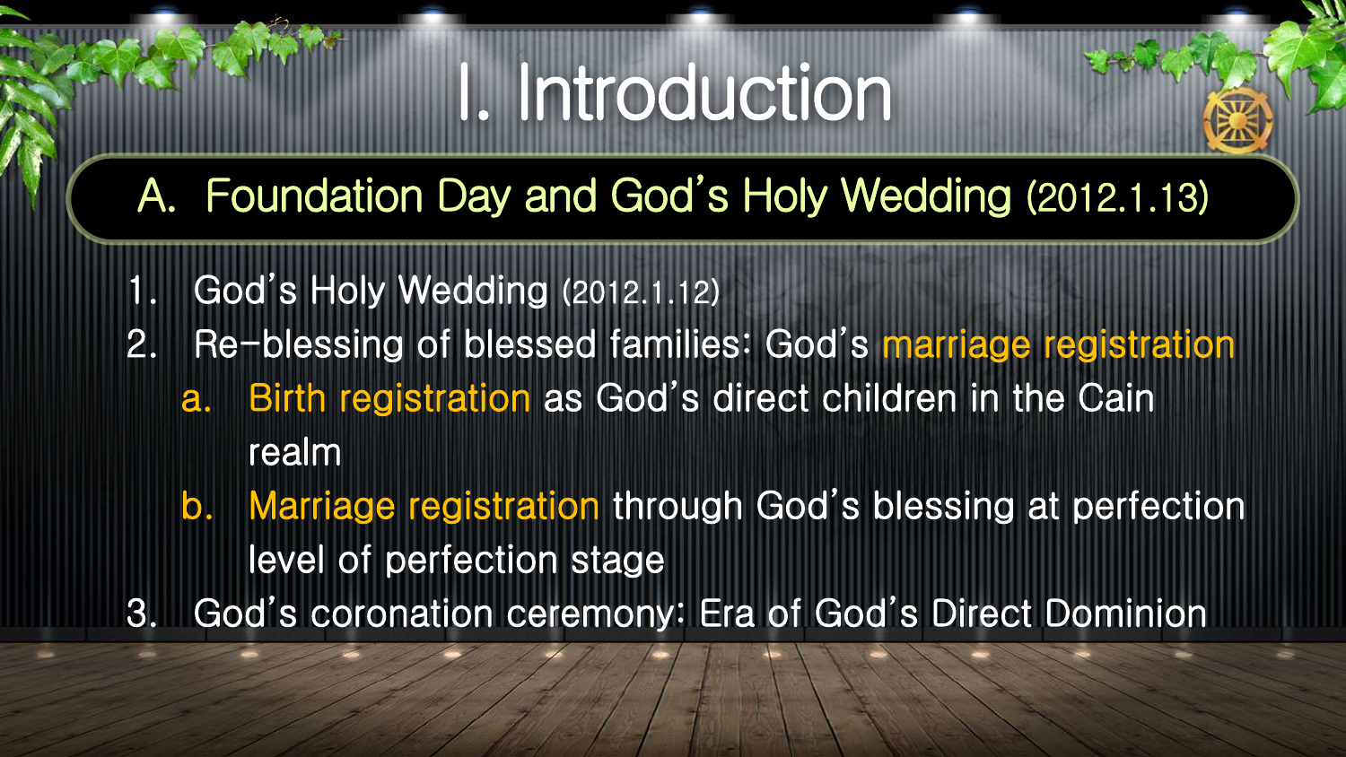# I. Introduction

## A. Foundation Day and God's Holy Wedding (2012.1.13)

1. God's Holy Wedding (2012.1.12)
2. Re-blessing of blessed families: God's marriage registration
   a. Birth registration as God's direct children in the Cain realm
   b. Marriage registration through God's blessing at perfection level of perfection stage
3. God's coronation ceremony: Era of God's Direct Dominion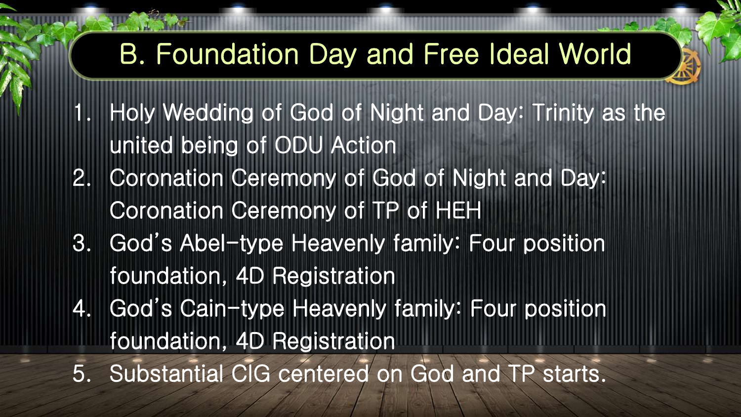## B. Foundation Day and Free Ideal World

1. Holy Wedding of God of Night and Day: Trinity as the united being of ODU Action
2. Coronation Ceremony of God of Night and Day: Coronation Ceremony of TP of HEH
3. God's Abel-type Heavenly family: Four position foundation, 4D Registration
4. God's Cain-type Heavenly family: Four position foundation, 4D Registration
5. Substantial CIG centered on God and TP starts.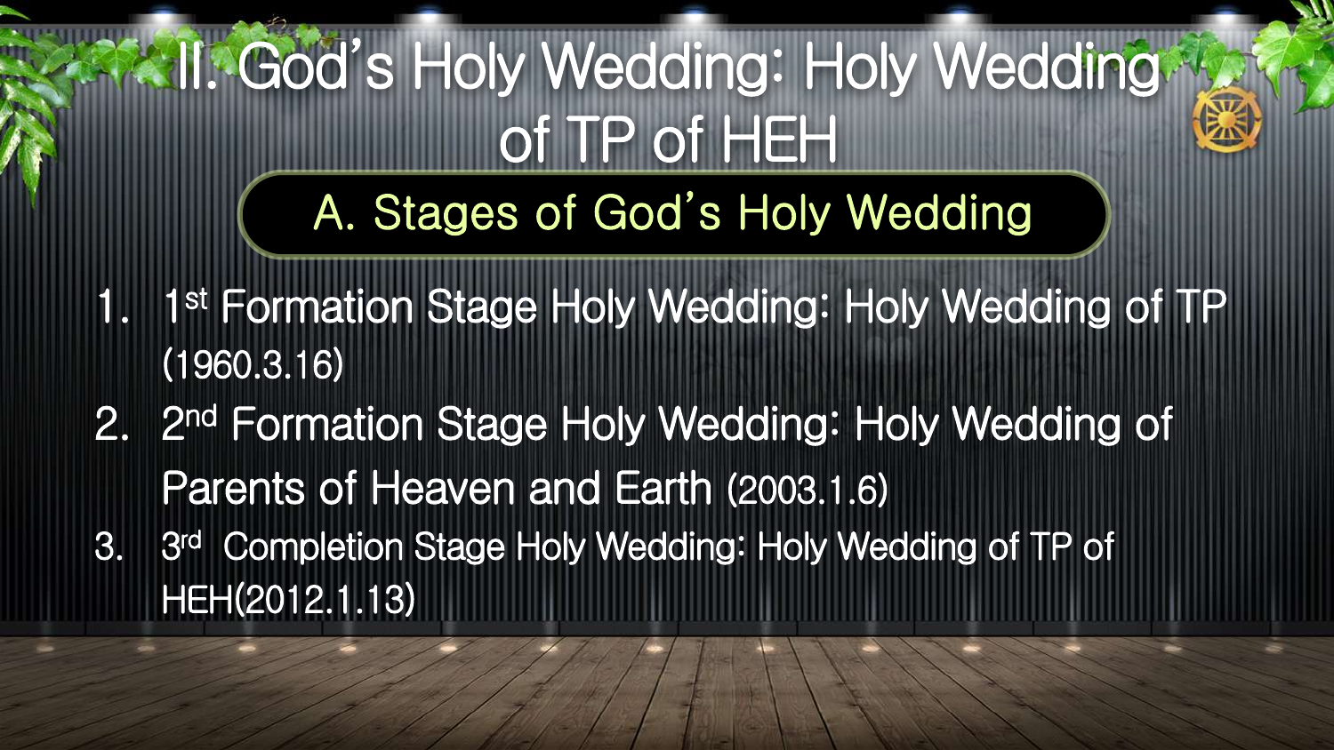# II. God's Holy Wedding: Holy Wedding of TP of HEH

## A. Stages of God's Holy Wedding

1. 1st Formation Stage Holy Wedding: Holy Wedding of TP (1960.3.16)
2. 2nd Formation Stage Holy Wedding: Holy Wedding of Parents of Heaven and Earth (2003.1.6)
3. 3rd Completion Stage Holy Wedding: Holy Wedding of TP of HEH(2012.1.13)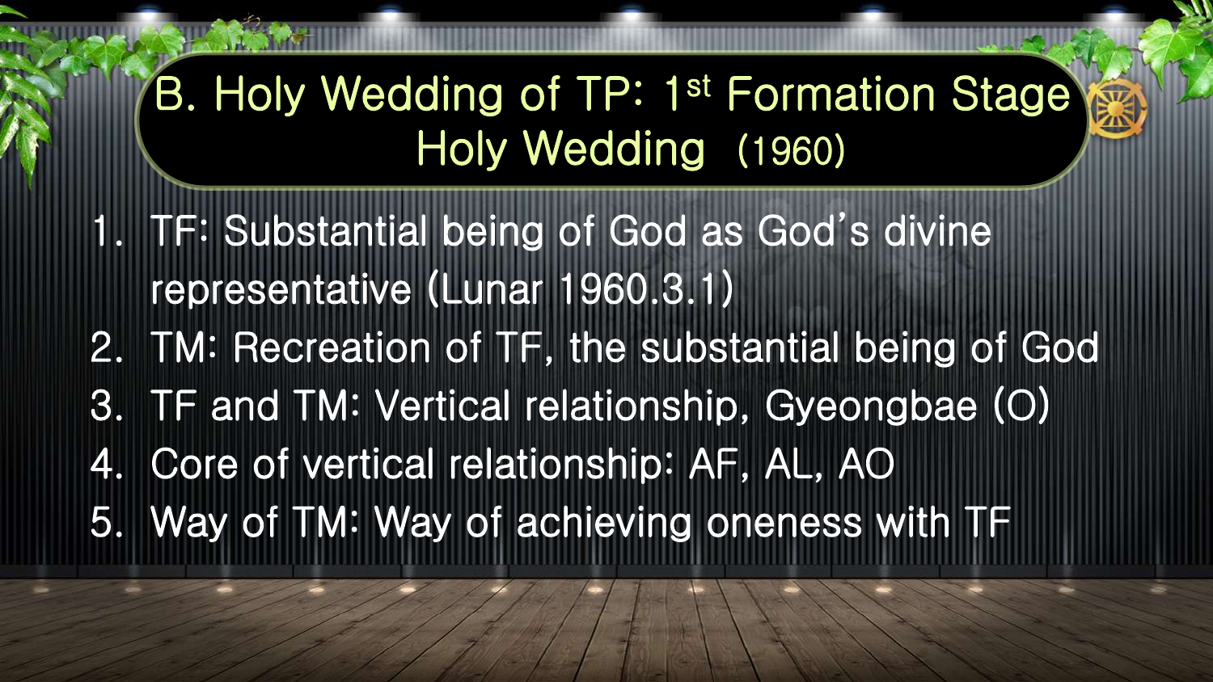# B. Holy Wedding of TP: 1st Formation Stage Holy Wedding (1960)

1. TF: Substantial being of God as God's divine representative (Lunar 1960.3.1)
2. TM: Recreation of TF, the substantial being of God
3. TF and TM: Vertical relationship, Gyeongbae (O)
4. Core of vertical relationship: AF, AL, AO
5. Way of TM: Way of achieving oneness with TF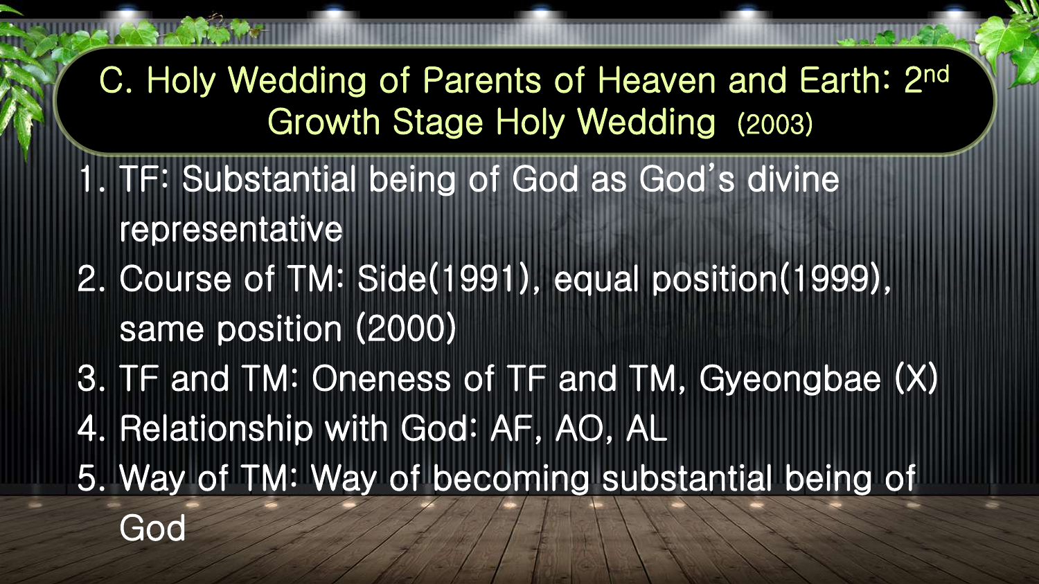## C. Holy Wedding of Parents of Heaven and Earth: 2nd Growth Stage Holy Wedding (2003)

1. TF: Substantial being of God as God's divine representative
2. Course of TM: Side(1991), equal position(1999), same position (2000)
3. TF and TM: Oneness of TF and TM, Gyeongbae (X)
4. Relationship with God: AF, AO, AL
5. Way of TM: Way of becoming substantial being of God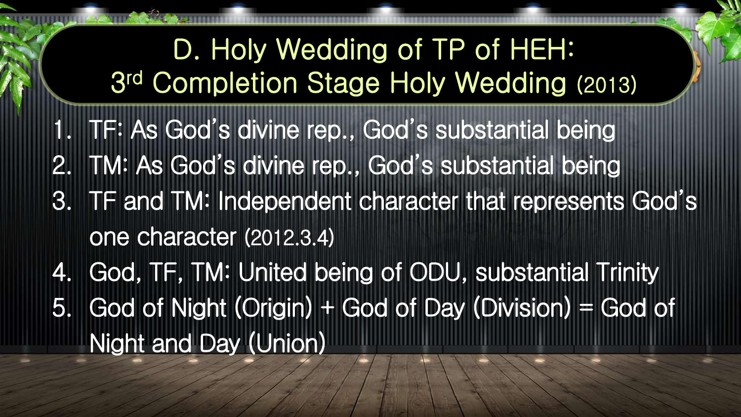# D. Holy Wedding of TP of HEH: 3rd Completion Stage Holy Wedding (2013)

1. TF: As God's divine rep., God's substantial being
2. TM: As God's divine rep., God's substantial being
3. TF and TM: Independent character that represents God's one character (2012.3.4)
4. God, TF, TM: United being of ODU, substantial Trinity
5. God of Night (Origin) + God of Day (Division) = God of Night and Day (Union)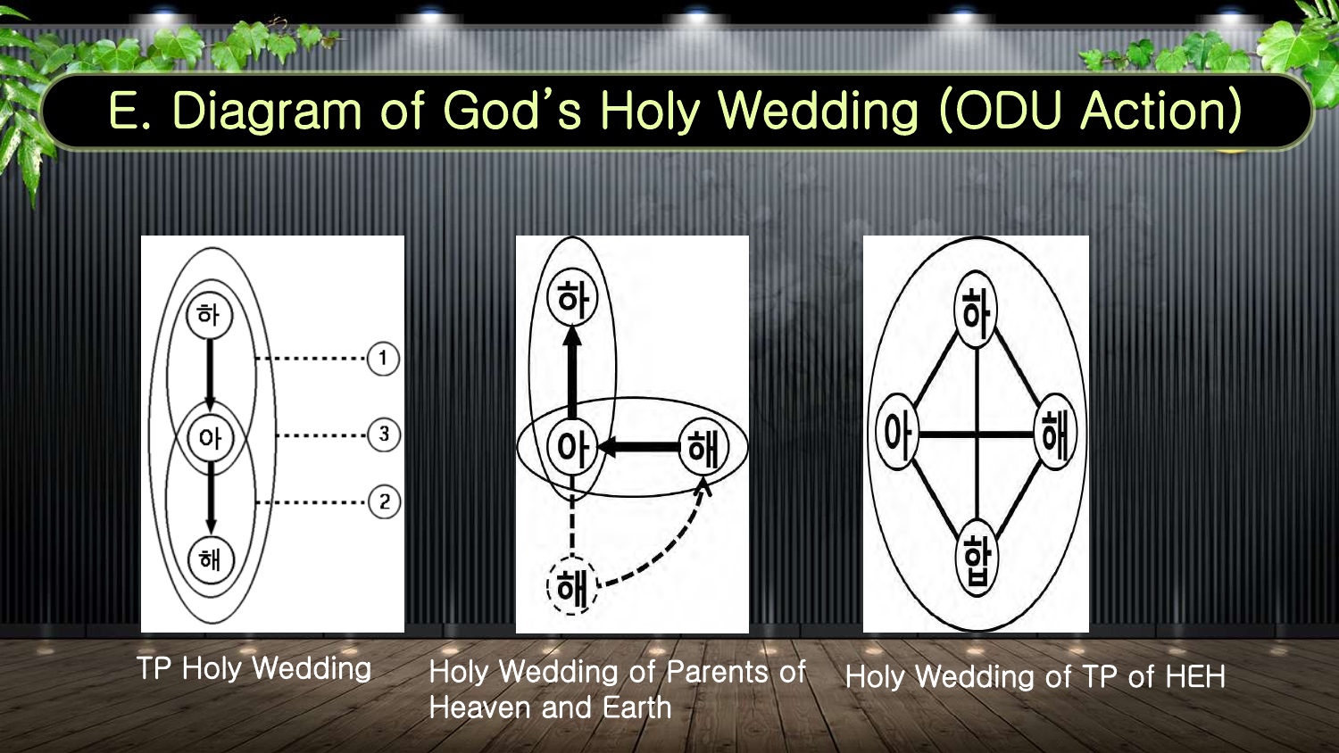# E. Diagram of God's Holy Wedding (ODU Action)

TP Holy Wedding

Holy Wedding of Parents of Heaven and Earth

Holy Wedding of TP of HEH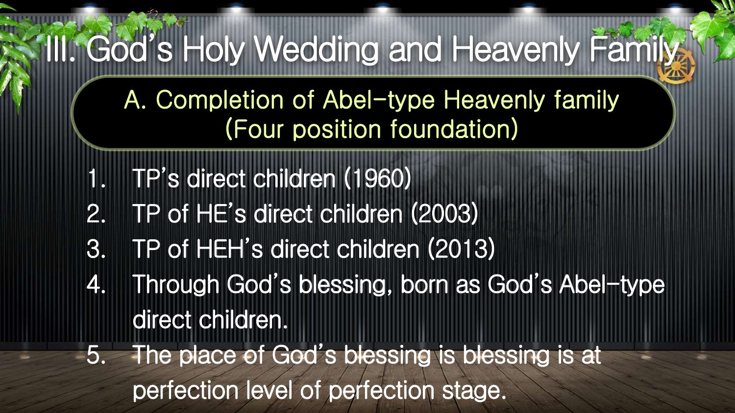# III. God's Holy Wedding and Heavenly Family

## A. Completion of Abel-type Heavenly family (Four position foundation)

1. TP's direct children (1960)
2. TP of HE's direct children (2003)
3. TP of HEH's direct children (2013)
4. Through God's blessing, born as God's Abel-type direct children.
5. The place of God's blessing is blessing is at perfection level of perfection stage.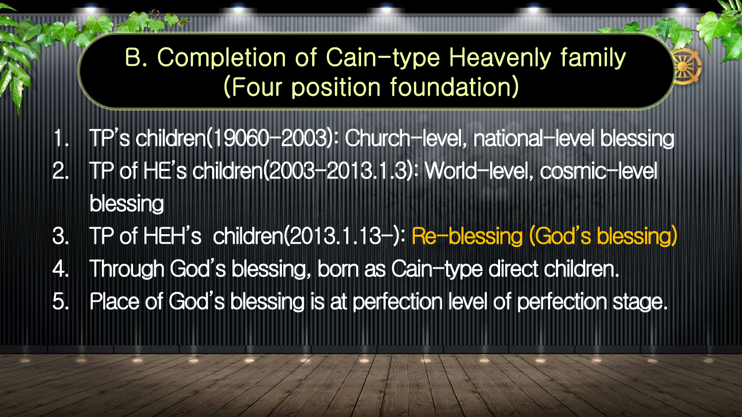## B. Completion of Cain-type Heavenly family (Four position foundation)

1. TP's children(19060-2003): Church-level, national-level blessing
2. TP of HE's children(2003-2013.1.3): World-level, cosmic-level blessing
3. TP of HEH's children(2013.1.13-): Re-blessing (God's blessing)
4. Through God's blessing, born as Cain-type direct children.
5. Place of God's blessing is at perfection level of perfection stage.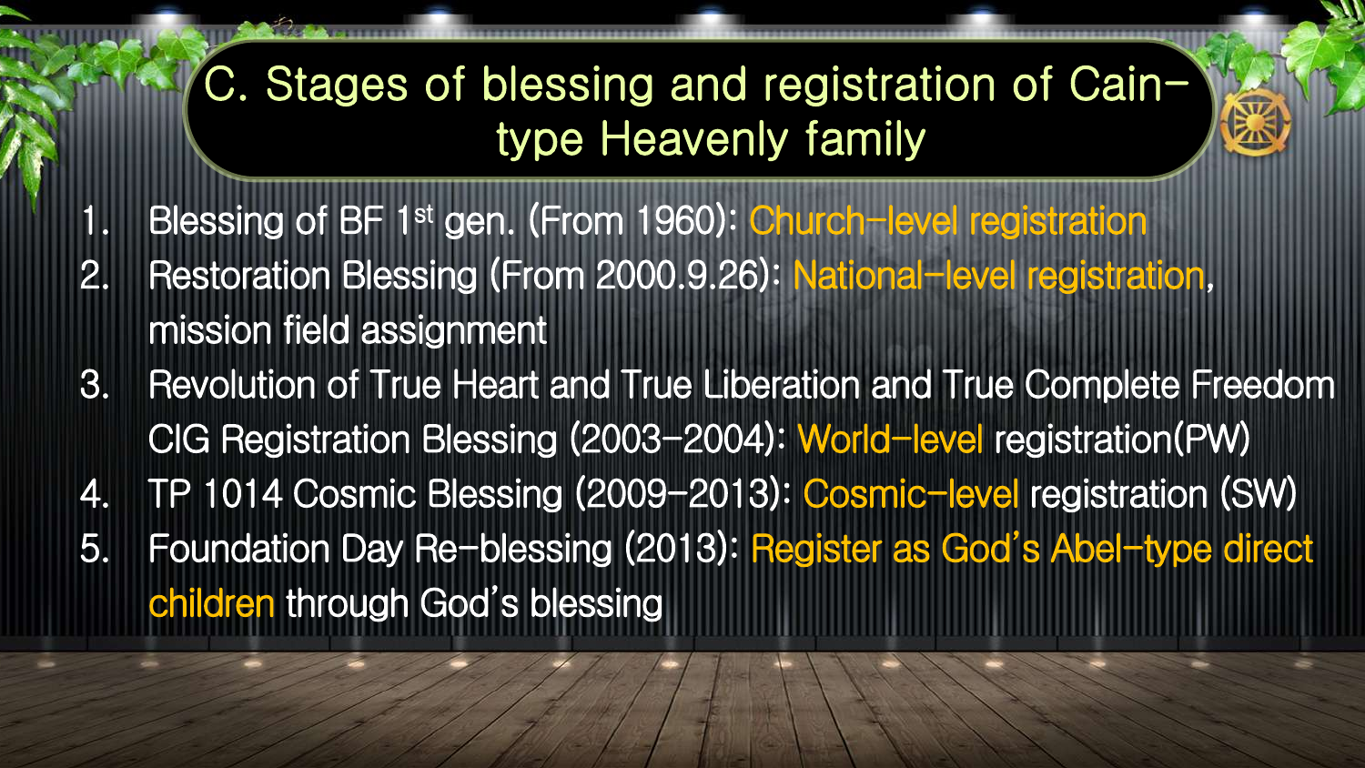# C. Stages of blessing and registration of Cain-type Heavenly family

1. Blessing of BF 1st gen. (From 1960): Church-level registration
2. Restoration Blessing (From 2000.9.26): National-level registration, mission field assignment
3. Revolution of True Heart and True Liberation and True Complete Freedom CIG Registration Blessing (2003-2004): World-level registration(PW)
4. TP 1014 Cosmic Blessing (2009-2013): Cosmic-level registration (SW)
5. Foundation Day Re-blessing (2013): Register as God's Abel-type direct children through God's blessing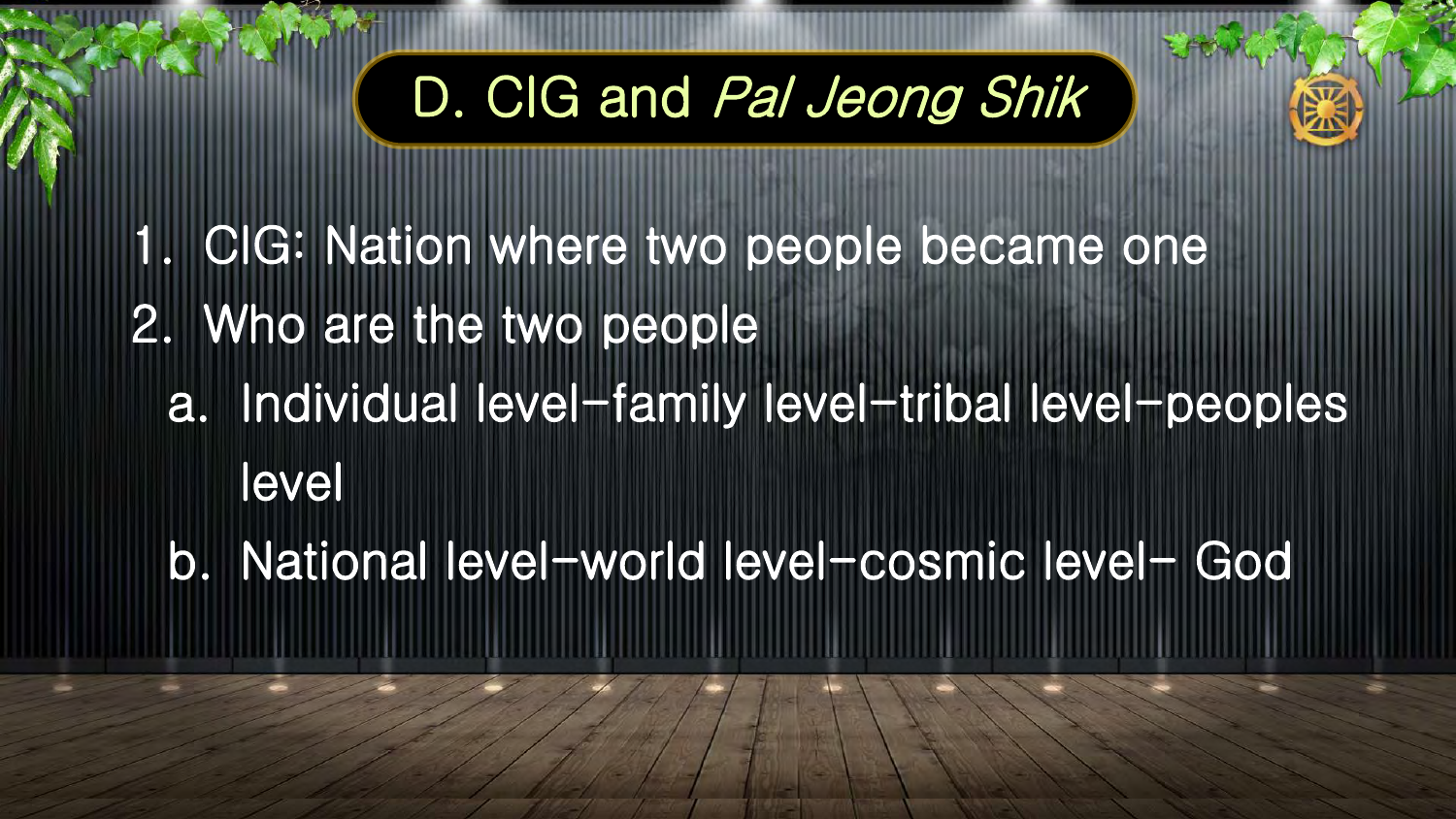# D. CIG and *Pal Jeong Shik*

1. CIG: Nation where two people became one
2. Who are the two people
   a. Individual level–family level–tribal level–peoples level
   b. National level–world level–cosmic level– God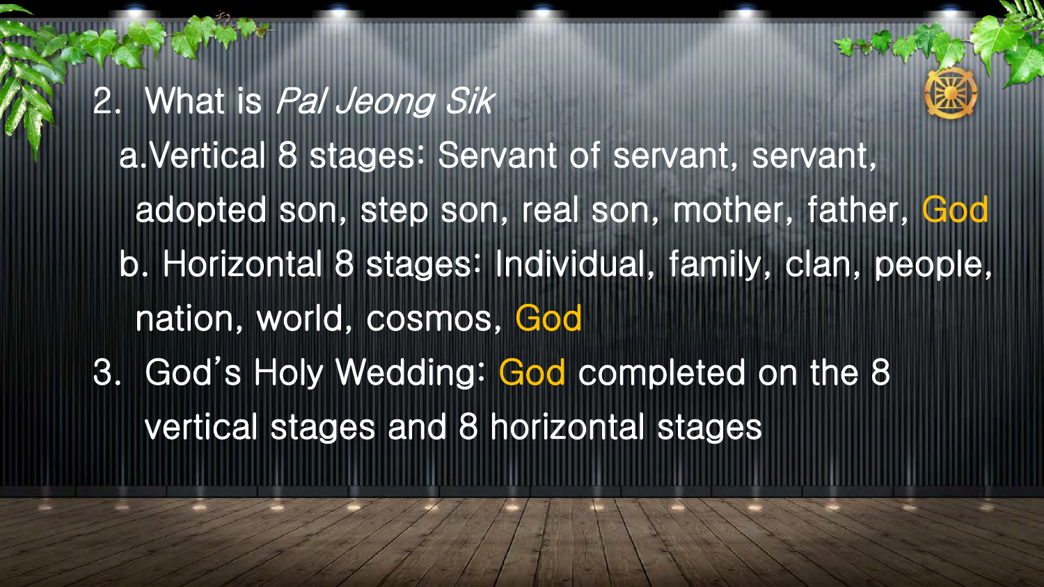2. What is *Pal Jeong Sik*

   a. Vertical 8 stages: Servant of servant, servant, adopted son, step son, real son, mother, father, God

   b. Horizontal 8 stages: Individual, family, clan, people, nation, world, cosmos, God

3. God's Holy Wedding: God completed on the 8 vertical stages and 8 horizontal stages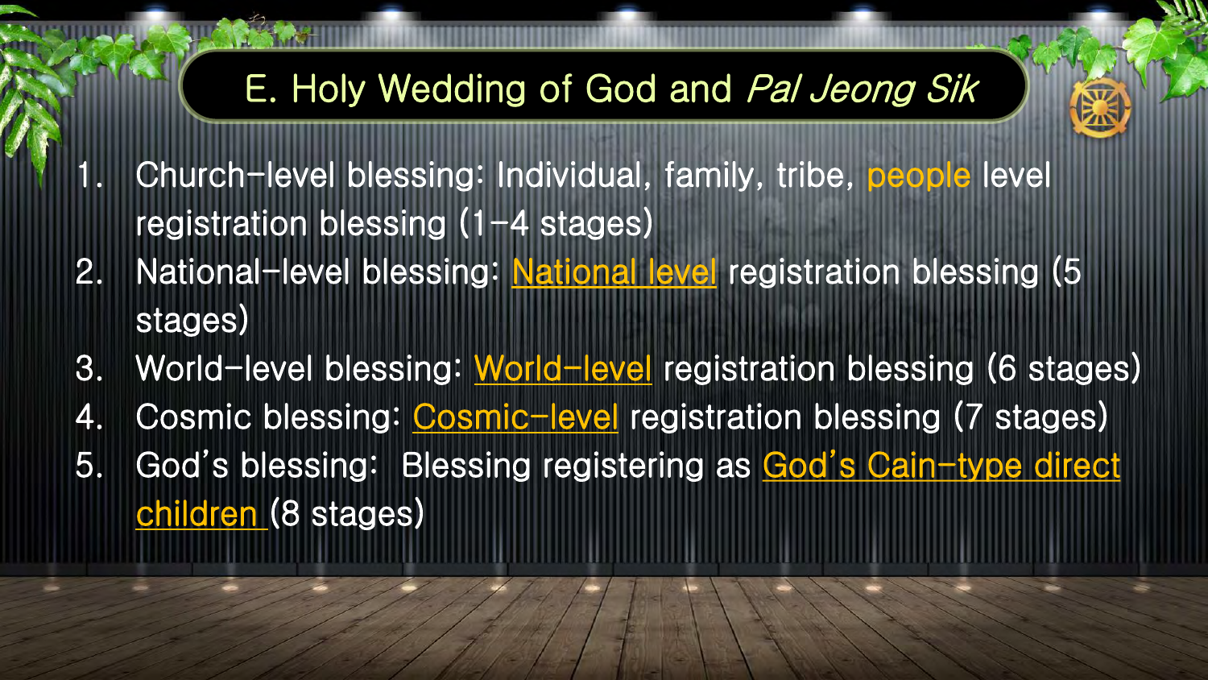## E. Holy Wedding of God and *Pal Jeong Sik*

1. Church-level blessing: Individual, family, tribe, people level registration blessing (1-4 stages)
2. National-level blessing: National level registration blessing (5 stages)
3. World-level blessing: World-level registration blessing (6 stages)
4. Cosmic blessing: Cosmic-level registration blessing (7 stages)
5. God's blessing: Blessing registering as God's Cain-type direct children (8 stages)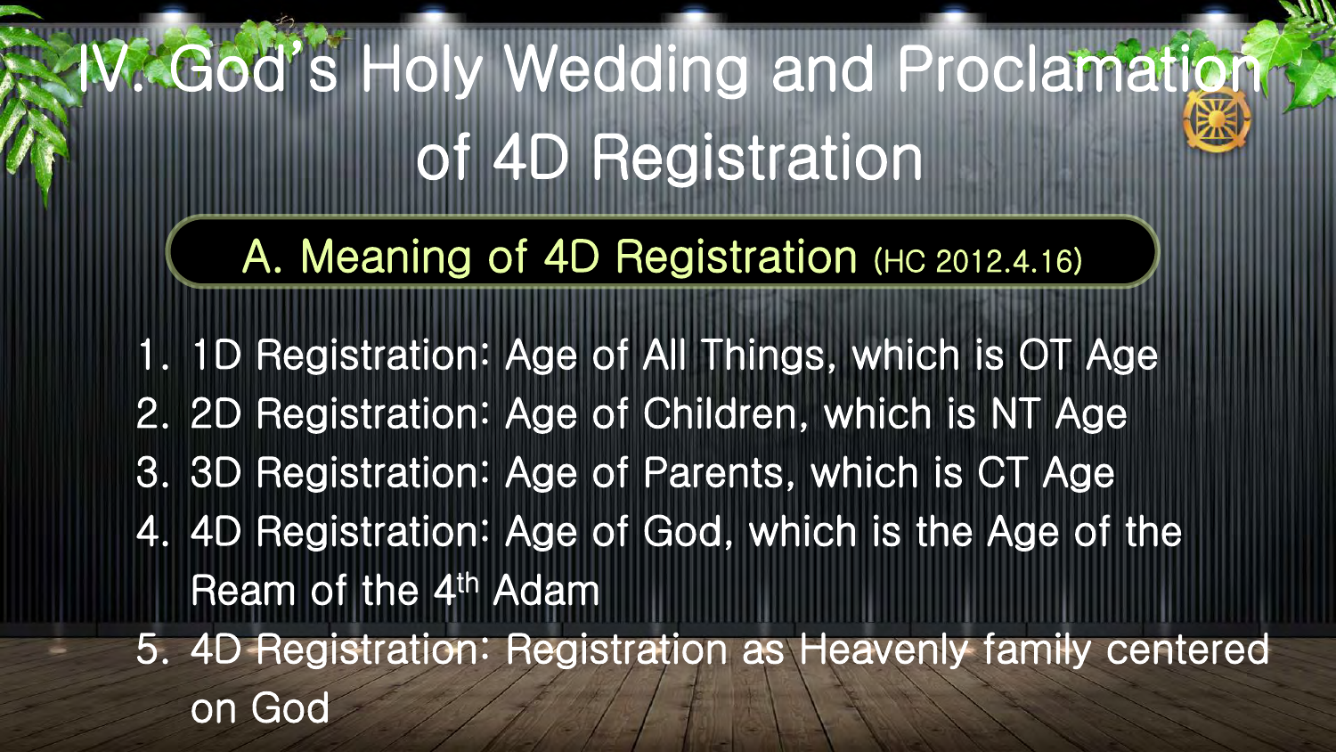# IV. God's Holy Wedding and Proclamation of 4D Registration

## A. Meaning of 4D Registration (HC 2012.4.16)

1. 1D Registration: Age of All Things, which is OT Age
2. 2D Registration: Age of Children, which is NT Age
3. 3D Registration: Age of Parents, which is CT Age
4. 4D Registration: Age of God, which is the Age of the Ream of the 4th Adam
5. 4D Registration: Registration as Heavenly family centered on God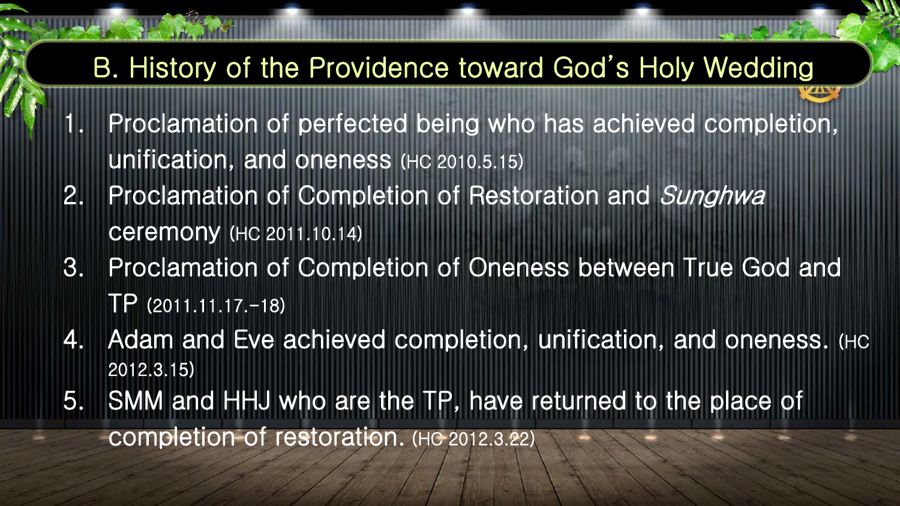## B. History of the Providence toward God's Holy Wedding

1. Proclamation of perfected being who has achieved completion, unification, and oneness (HC 2010.5.15)
2. Proclamation of Completion of Restoration and *Sunghwa* ceremony (HC 2011.10.14)
3. Proclamation of Completion of Oneness between True God and TP (2011.11.17.-18)
4. Adam and Eve achieved completion, unification, and oneness. (HC 2012.3.15)
5. SMM and HHJ who are the TP, have returned to the place of completion of restoration. (HC 2012.3.22)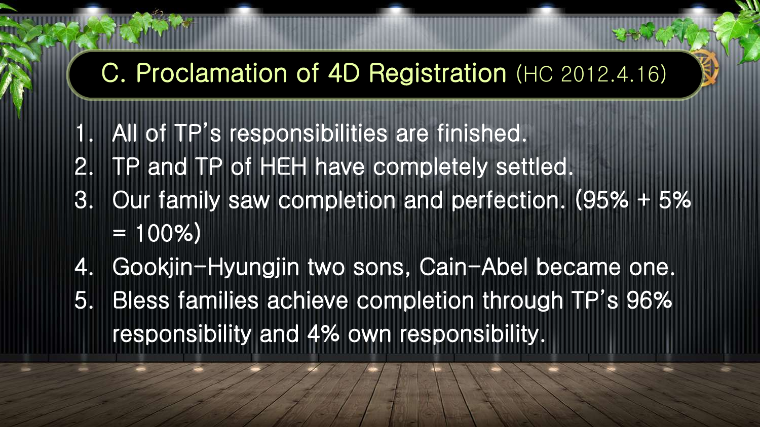## C. Proclamation of 4D Registration (HC 2012.4.16)

1. All of TP's responsibilities are finished.
2. TP and TP of HEH have completely settled.
3. Our family saw completion and perfection. (95% + 5% = 100%)
4. Gookjin-Hyungjin two sons, Cain-Abel became one.
5. Bless families achieve completion through TP's 96% responsibility and 4% own responsibility.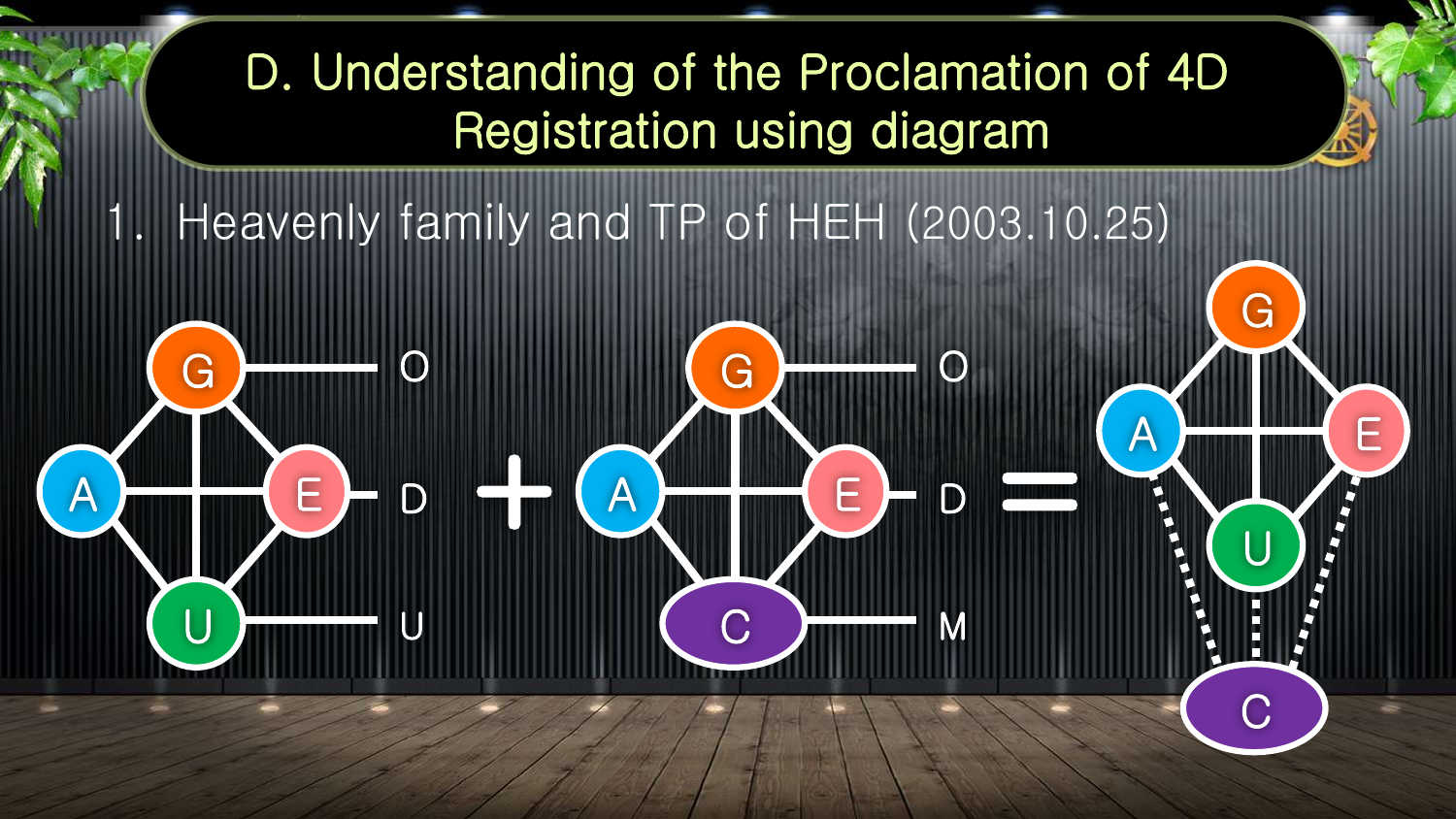# D. Understanding of the Proclamation of 4D Registration using diagram

1. Heavenly family and TP of HEH (2003.10.25)

G — O
A — E — D
U — U

+

G — O
A — E — D
C — M

=

G
A — E
U
C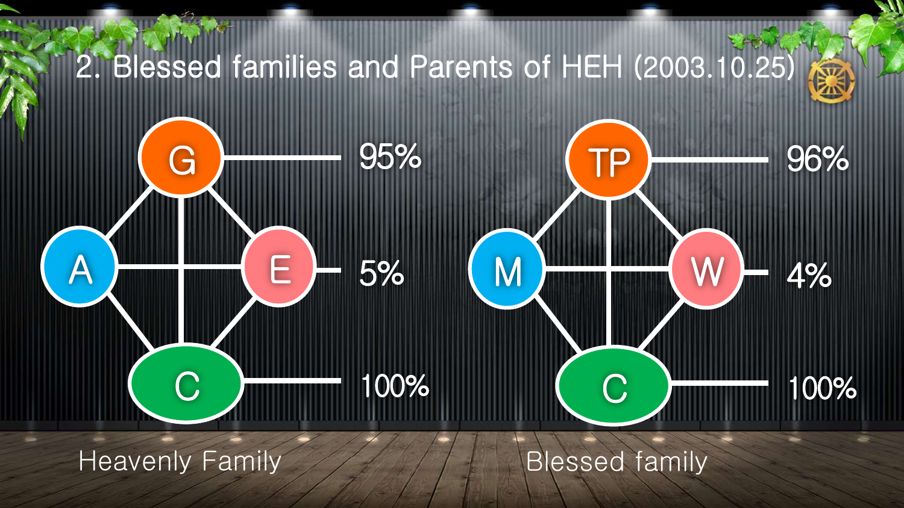## 2. Blessed families and Parents of HEH (2003.10.25)

**Heavenly Family**

| Position | Percentage |
| --- | --- |
| G | 95% |
| A / E | 5% |
| C | 100% |

**Blessed family**

| Position | Percentage |
| --- | --- |
| TP | 96% |
| M / W | 4% |
| C | 100% |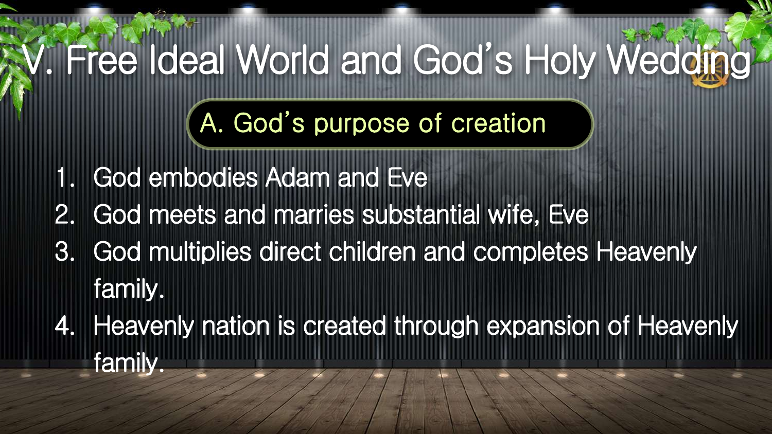# V. Free Ideal World and God's Holy Wedding

## A. God's purpose of creation

1. God embodies Adam and Eve
2. God meets and marries substantial wife, Eve
3. God multiplies direct children and completes Heavenly family.
4. Heavenly nation is created through expansion of Heavenly family.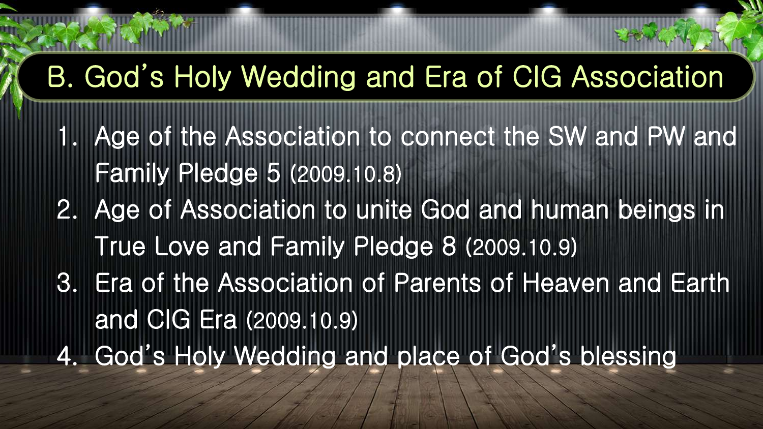## B. God's Holy Wedding and Era of CIG Association

1. Age of the Association to connect the SW and PW and Family Pledge 5 (2009.10.8)
2. Age of Association to unite God and human beings in True Love and Family Pledge 8 (2009.10.9)
3. Era of the Association of Parents of Heaven and Earth and CIG Era (2009.10.9)
4. God's Holy Wedding and place of God's blessing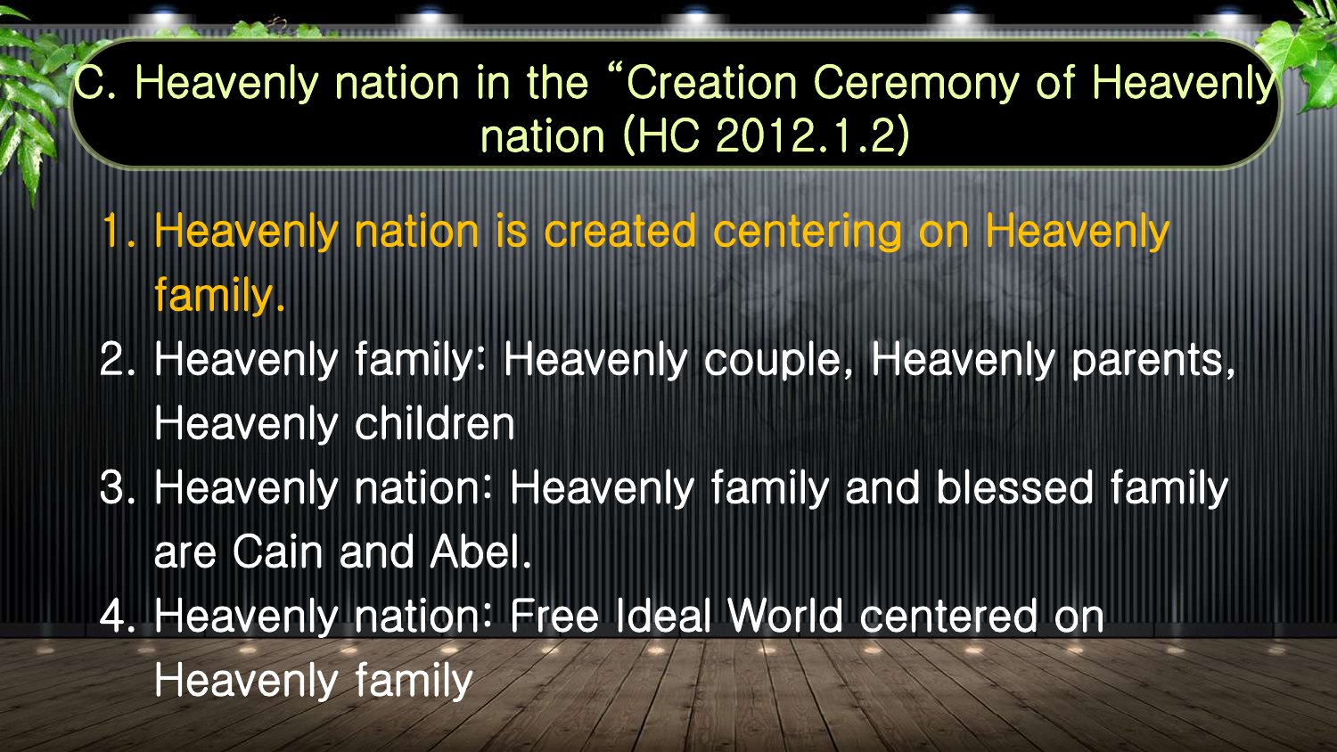## C. Heavenly nation in the “Creation Ceremony of Heavenly nation (HC 2012.1.2)

1. Heavenly nation is created centering on Heavenly family.
2. Heavenly family: Heavenly couple, Heavenly parents, Heavenly children
3. Heavenly nation: Heavenly family and blessed family are Cain and Abel.
4. Heavenly nation: Free Ideal World centered on Heavenly family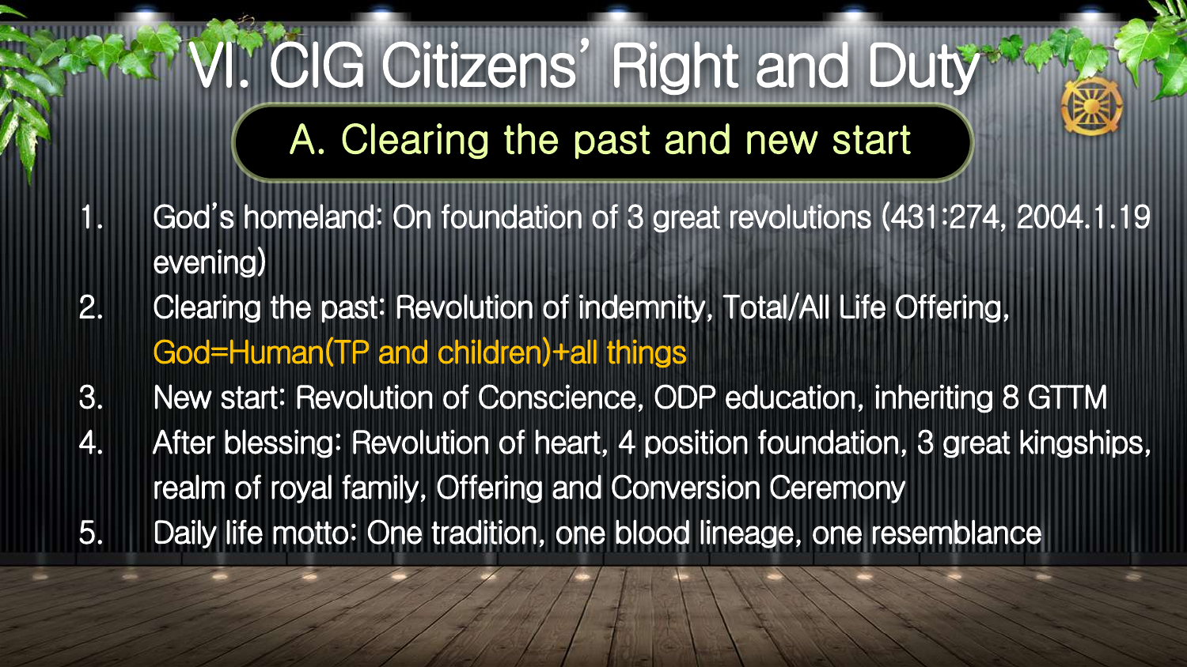# VI. CIG Citizens' Right and Duty

## A. Clearing the past and new start

1. God's homeland: On foundation of 3 great revolutions (431:274, 2004.1.19 evening)
2. Clearing the past: Revolution of indemnity, Total/All Life Offering, God=Human(TP and children)+all things
3. New start: Revolution of Conscience, ODP education, inheriting 8 GTTM
4. After blessing: Revolution of heart, 4 position foundation, 3 great kingships, realm of royal family, Offering and Conversion Ceremony
5. Daily life motto: One tradition, one blood lineage, one resemblance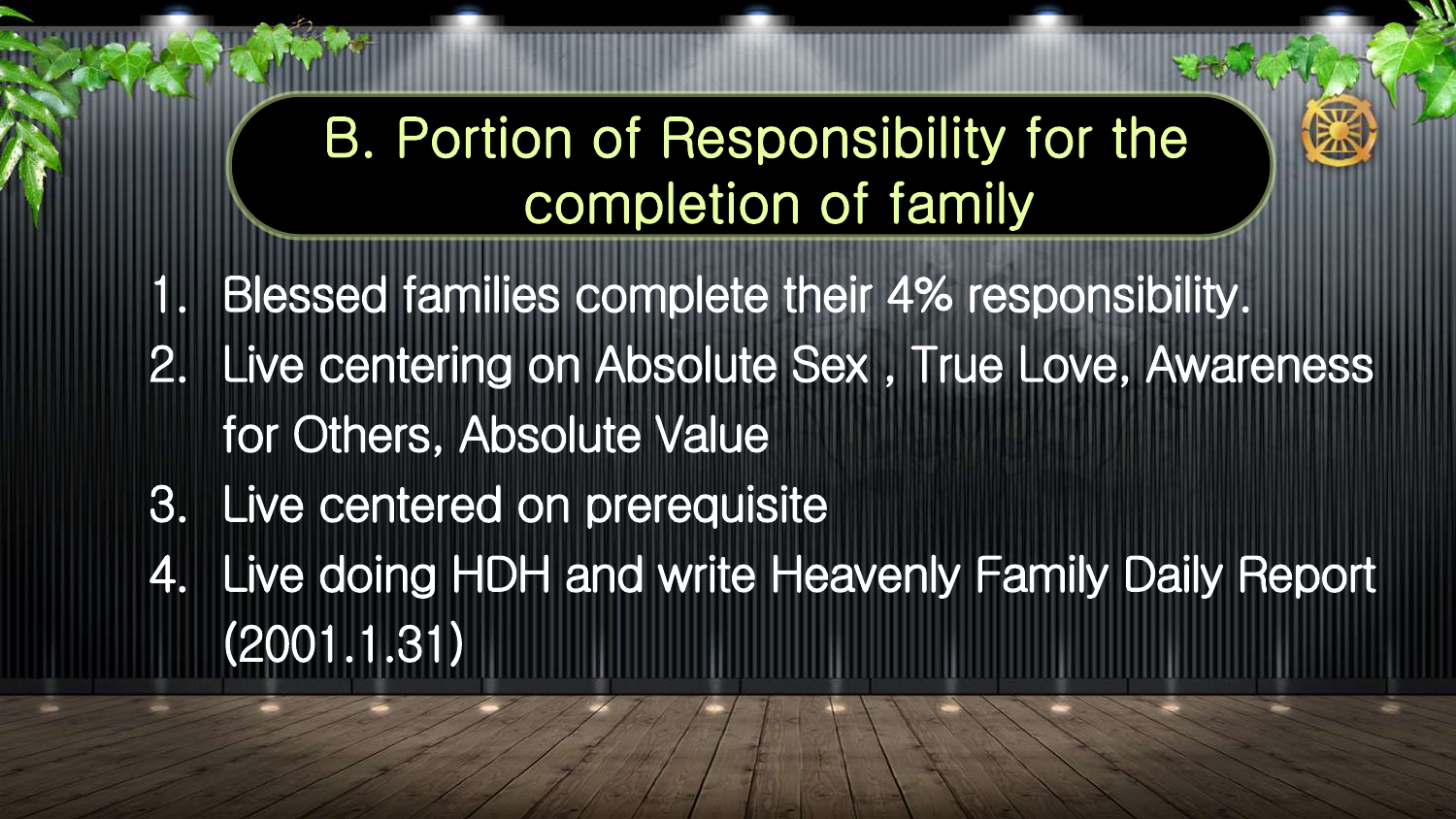## B. Portion of Responsibility for the completion of family

1. Blessed families complete their 4% responsibility.
2. Live centering on Absolute Sex , True Love, Awareness for Others, Absolute Value
3. Live centered on prerequisite
4. Live doing HDH and write Heavenly Family Daily Report (2001.1.31)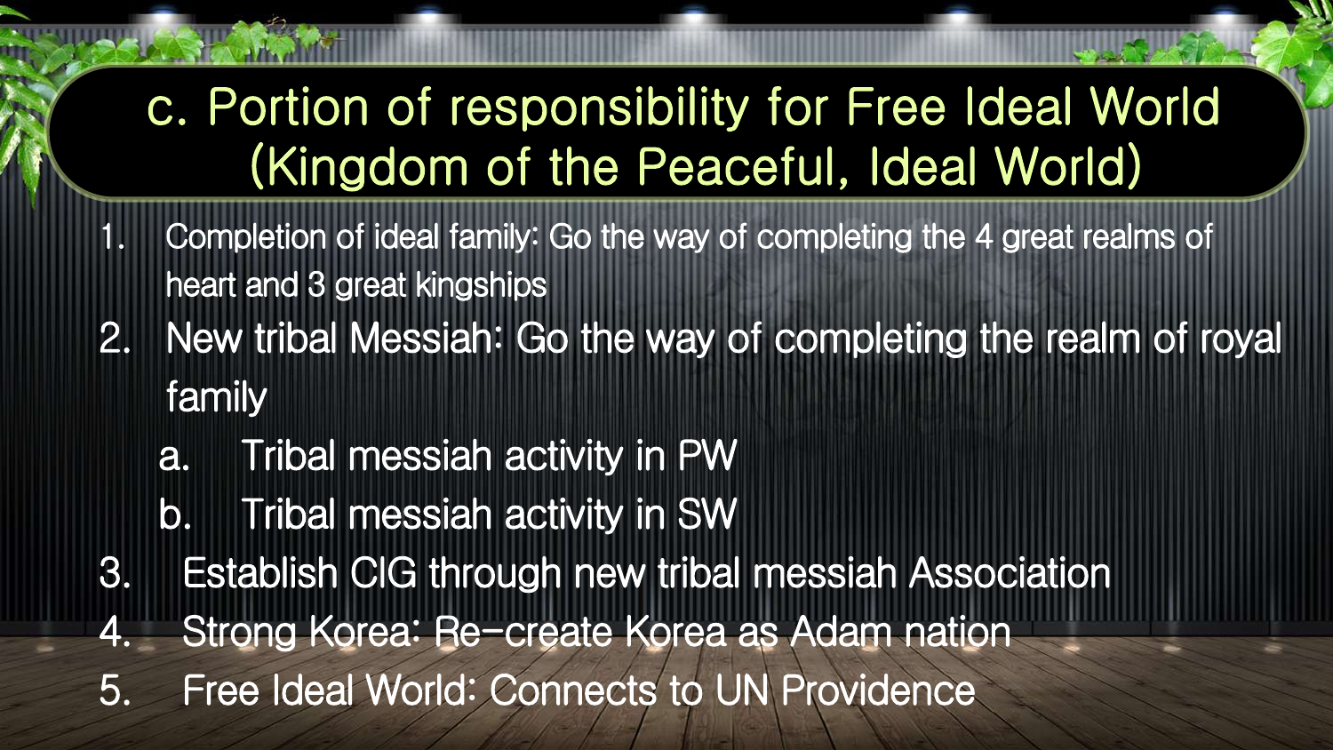# c. Portion of responsibility for Free Ideal World (Kingdom of the Peaceful, Ideal World)

1. Completion of ideal family: Go the way of completing the 4 great realms of heart and 3 great kingships
2. New tribal Messiah: Go the way of completing the realm of royal family
   a. Tribal messiah activity in PW
   b. Tribal messiah activity in SW
3. Establish CIG through new tribal messiah Association
4. Strong Korea: Re-create Korea as Adam nation
5. Free Ideal World: Connects to UN Providence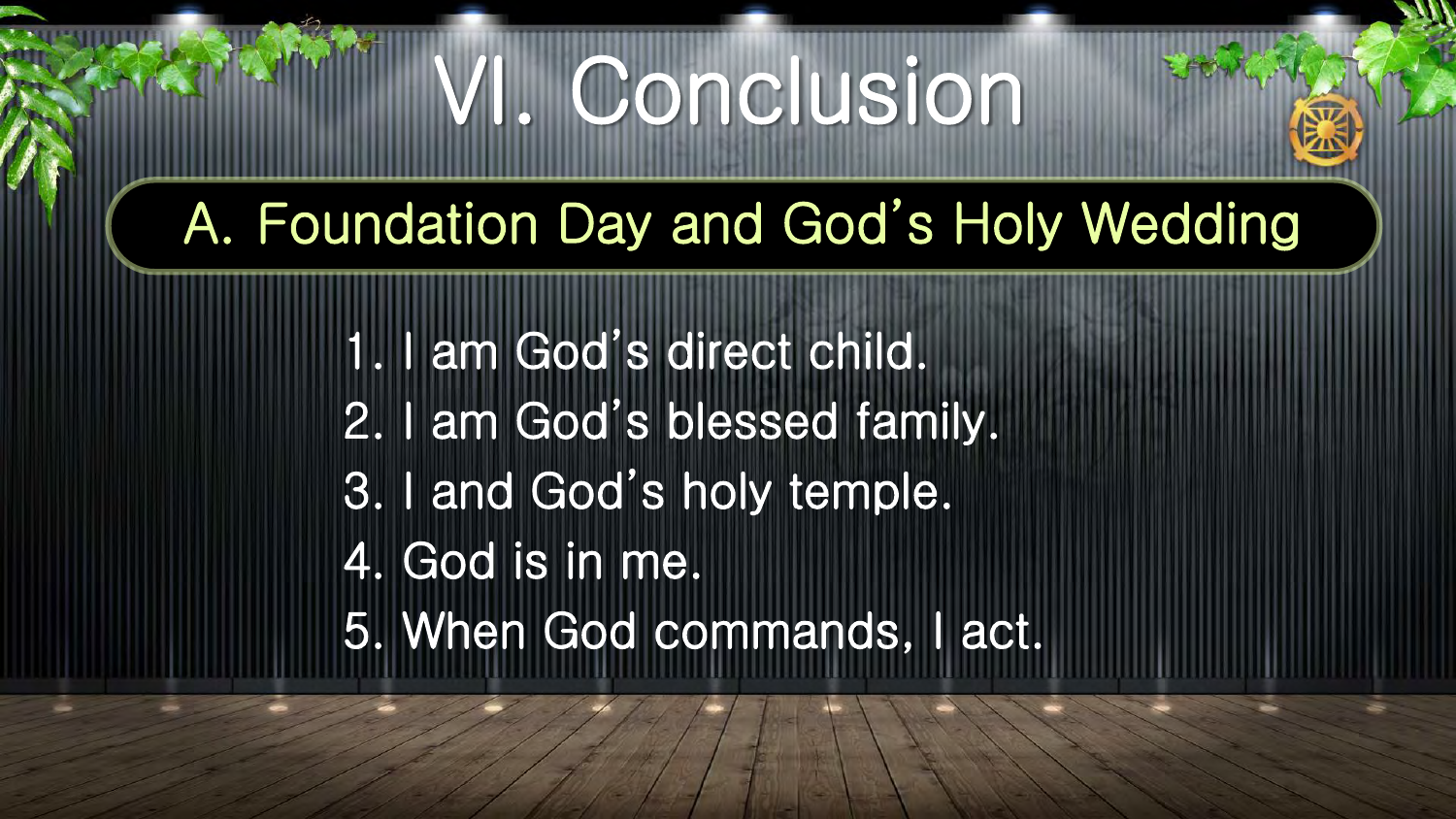# VI. Conclusion

## A. Foundation Day and God's Holy Wedding

1. I am God's direct child.
2. I am God's blessed family.
3. I and God's holy temple.
4. God is in me.
5. When God commands, I act.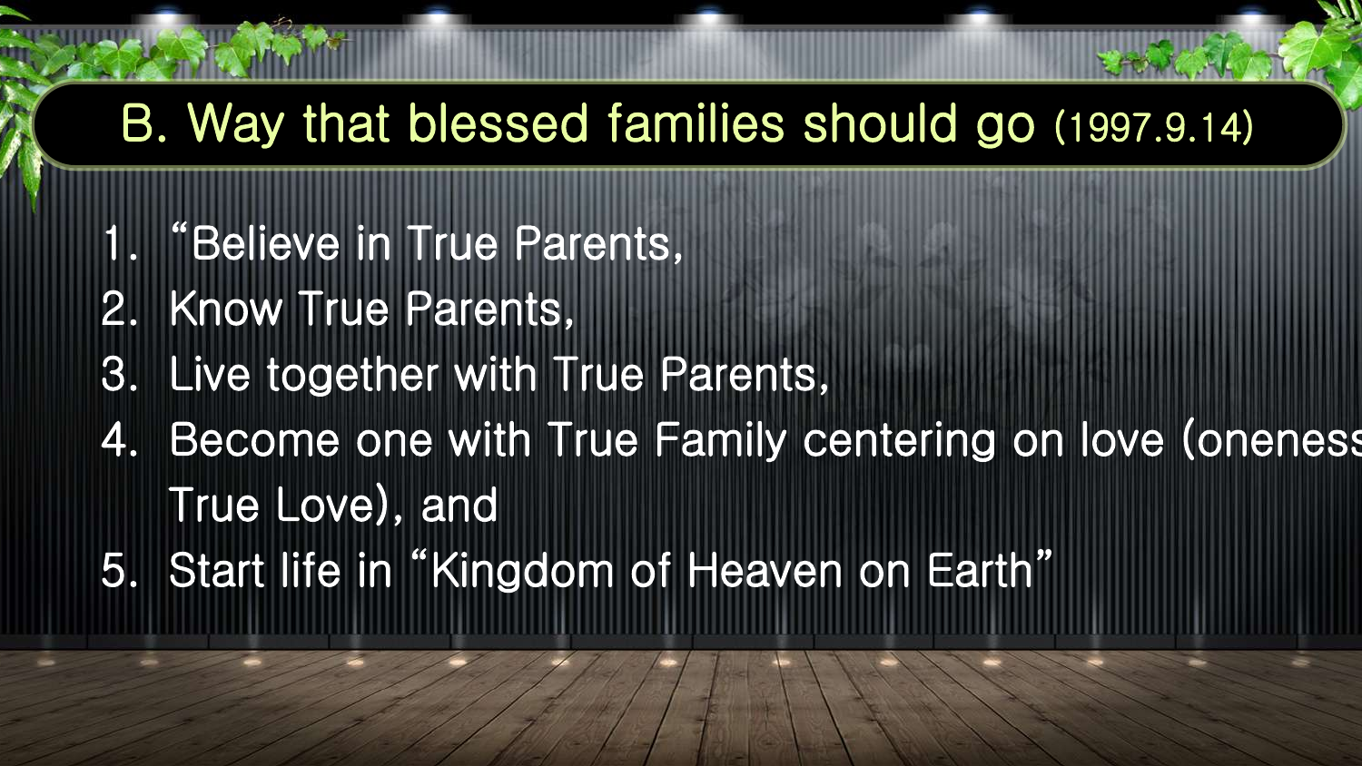## B. Way that blessed families should go (1997.9.14)

1. “Believe in True Parents,
2. Know True Parents,
3. Live together with True Parents,
4. Become one with True Family centering on love (oneness True Love), and
5. Start life in “Kingdom of Heaven on Earth”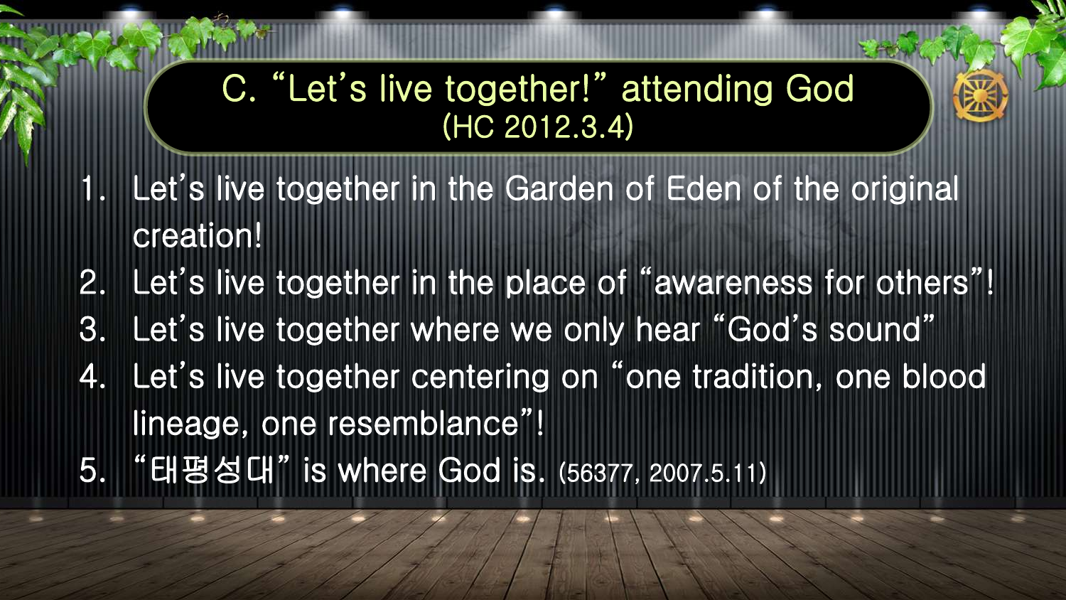## C. "Let's live together!" attending God
(HC 2012.3.4)

1. Let's live together in the Garden of Eden of the original creation!
2. Let's live together in the place of "awareness for others"!
3. Let's live together where we only hear "God's sound"
4. Let's live together centering on "one tradition, one blood lineage, one resemblance"!
5. "태평성대" is where God is. (56377, 2007.5.11)